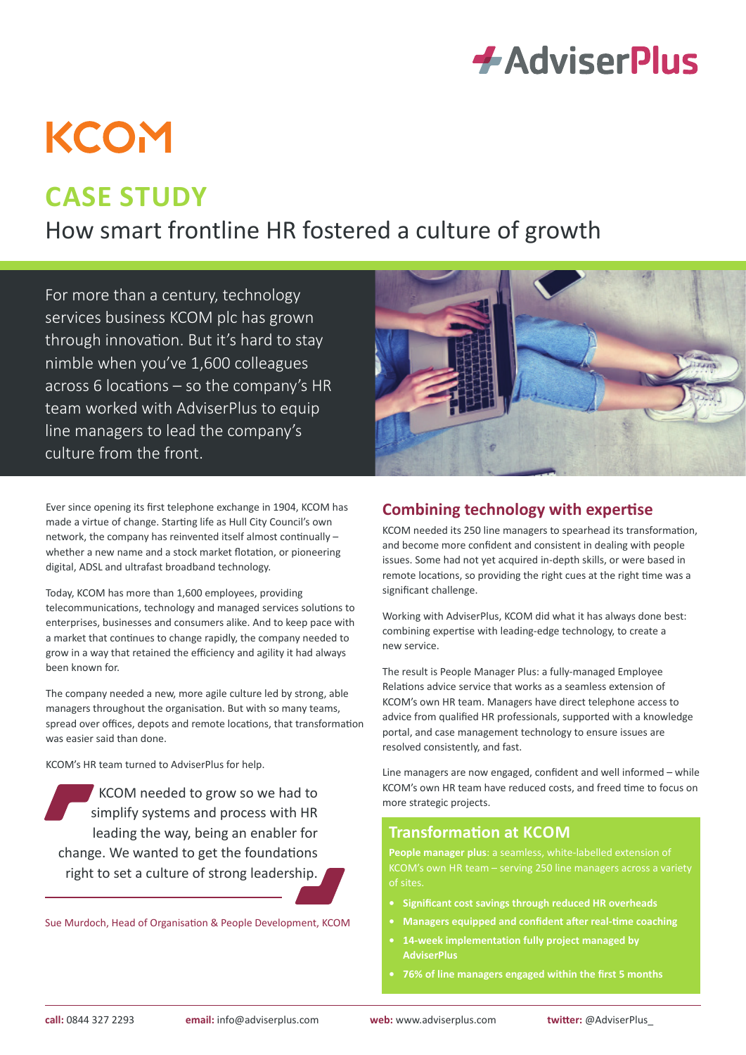AdviserPlus

KCOM

# CASE STUDY

## How smart frontline HR fostered a culture of growth

For more than a century, technology services business KCOM plc has grown through innovation. But it's hard to stay nimble when you've 1,600 colleagues across 6 locations – so the company's HR team worked with AdviserPlus to equip line managers to lead the company's culture from the front.

Ever since opening its first telephone exchange in 1904, KCOM has made a virtue of change. Starting life as Hull City Council's own network, the company has reinvented itself almost continually – whether a new name and a stock market flotation, or pioneering digital, ADSL and ultrafast broadband technology.

Today, KCOM has more than 1,600 employees, providing telecommunications, technology and managed services solutions to enterprises, businesses and consumers alike. And to keep pace with a market that continues to change rapidly, the company needed to grow in a way that retained the efficiency and agility it had always been known for.

The company needed a new, more agile culture led by strong, able managers throughout the organisation. But with so many teams, spread over offices, depots and remote locations, that transformation was easier said than done.

KCOM's HR team turned to AdviserPlus for help.

> KCOM needed to grow so we had to simplify systems and process with HR leading the way, being an enabler for change. We wanted to get the foundations right to set a culture of strong leadership.

Sue Murdoch, Head of Organisation & People Development, KCOM

### Combining technology with expertise

KCOM needed its 250 line managers to spearhead its transformation, and become more confident and consistent in dealing with people issues. Some had not yet acquired in-depth skills, or were based in remote locations, so providing the right cues at the right time was a significant challenge.

Working with AdviserPlus, KCOM did what it has always done best: combining expertise with leading-edge technology, to create a new service.

The result is People Manager Plus: a fully-managed Employee Relations advice service that works as a seamless extension of KCOM's own HR team. Managers have direct telephone access to advice from qualified HR professionals, supported with a knowledge portal, and case management technology to ensure issues are resolved consistently, and fast.

Line managers are now engaged, confident and well informed – while KCOM's own HR team have reduced costs, and freed time to focus on more strategic projects.

### Transformation at KCOM

**People manager plus**: a seamless, white-labelled extension of KCOM's own HR team – serving 250 line managers across a variety of sites.

- **Significant cost savings through reduced HR overheads**
- **Managers equipped and confident after real-time coaching**
- **14-week implementation fully project managed by AdviserPlus**
- **76% of line managers engaged within the first 5 months**

**call:** 0844 327 2293 **email:** info@adviserplus.com **web:** www.adviserplus.com **twitter:** @AdviserPlus_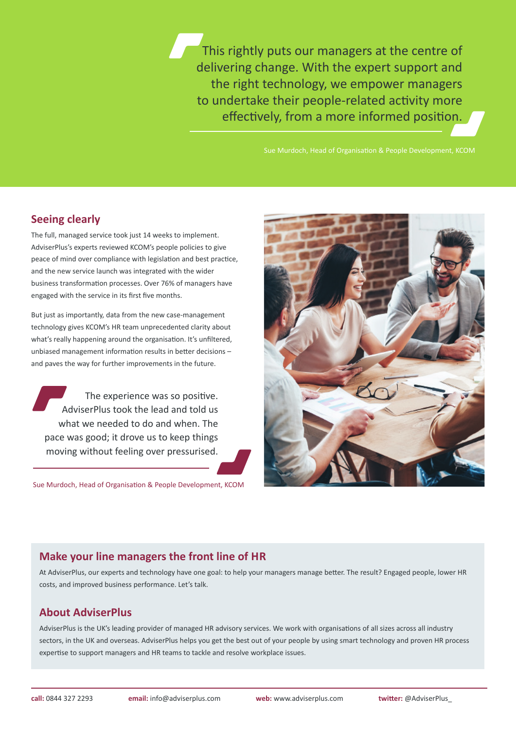> This rightly puts our managers at the centre of delivering change. With the expert support and the right technology, we empower managers to undertake their people-related activity more effectively, from a more informed position.

Sue Murdoch, Head of Organisation & People Development, KCOM

## Seeing clearly

The full, managed service took just 14 weeks to implement. AdviserPlus's experts reviewed KCOM's people policies to give peace of mind over compliance with legislation and best practice, and the new service launch was integrated with the wider business transformation processes. Over 76% of managers have engaged with the service in its first five months.

But just as importantly, data from the new case-management technology gives KCOM's HR team unprecedented clarity about what's really happening around the organisation. It's unfiltered, unbiased management information results in better decisions – and paves the way for further improvements in the future.

> The experience was so positive. AdviserPlus took the lead and told us what we needed to do and when. The pace was good; it drove us to keep things moving without feeling over pressurised.

Sue Murdoch, Head of Organisation & People Development, KCOM

## Make your line managers the front line of HR

At AdviserPlus, our experts and technology have one goal: to help your managers manage better. The result? Engaged people, lower HR costs, and improved business performance. Let's talk.

## About AdviserPlus

AdviserPlus is the UK's leading provider of managed HR advisory services. We work with organisations of all sizes across all industry sectors, in the UK and overseas. AdviserPlus helps you get the best out of your people by using smart technology and proven HR process expertise to support managers and HR teams to tackle and resolve workplace issues.

**call:** 0844 327 2293 **email:** info@adviserplus.com **web:** www.adviserplus.com **twitter:** @AdviserPlus_